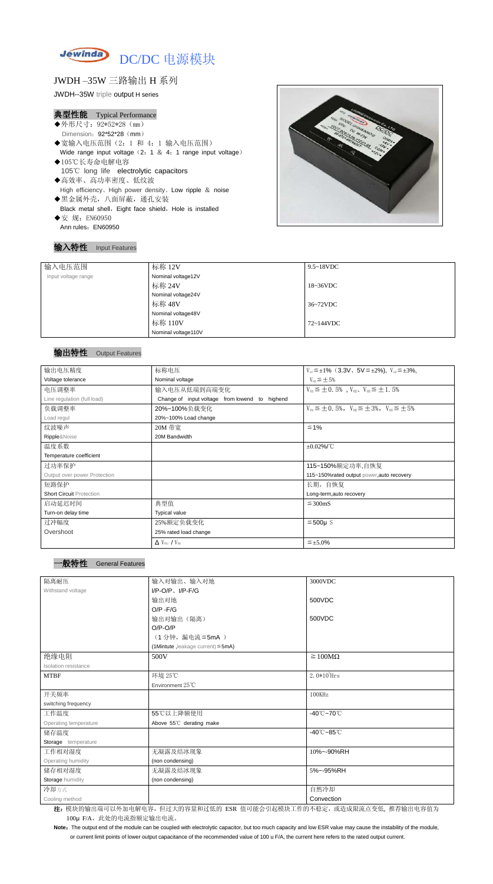# Jewinda DC/DC 电源模块

## JWDH –35W 三路输出 H 系列

JWDH--35W triple output H series

### 典型性能 Typical Performance

- ◆外形尺寸：92*52*28（mm）
  Dimension：92*52*28（mm）
- ◆宽输入电压范围（2：1 和 4：1 输入电压范围）
  Wide range input voltage（2：1 & 4：1 range input voltage）
- ◆105℃长寿命电解电容
  105℃ long life electrolytic capacitors
- ◆高效率、高功率密度、低纹波
  High efficiency、High power density、Low ripple & noise
- ◆黑金属外壳，八面屏蔽，通孔安装
  Black metal shell，Eight face shield，Hole is installed
- ◆安 规：EN60950
  Ann rules：EN60950

### 输入特性 Input Features

| 输入电压范围<br>Input voltage range | 标称 12V<br>Nominal voltage12V | 9.5~18VDC |
|---|---|---|
| | 标称 24V<br>Nominal voltage24V | 18~36VDC |
| | 标称 48V<br>Nominal voltage48V | 36~72VDC |
| | 标称 110V<br>Nominal voltage110V | 72~144VDC |

### 输出特性 Output Features

| 输出电压精度<br>Voltage tolerance | 标称电压<br>Nominal voltage | $V_{o1}≦±1\%$（3.3V、5V≦±2%），$V_{o2}≦±3\%$，<br>$V_{o3}≦±5\%$ |
|---|---|---|
| 电压调整率<br>Line regulation (full load) | 输入电压从低端到高端变化<br>Change of input voltage from lowend to highend | $V_{o1}≦±0.5\%$，$V_{o2}$、$V_{o3}≦±1.5\%$ |
| 负载调整率<br>Load regul | 20%~100%负载变化<br>20%~100% Load change | $V_{o1}≦±0.5\%$，$V_{o2}≦±3\%$，$V_{o3}≦±5\%$ |
| 纹波噪声<br>Ripple&Noise | 20M 带宽<br>20M Bandwidth | ≦1% |
| 温度系数<br>Temperature coefficient | | ±0.02%/℃ |
| 过功率保护<br>Output over power Protection | | 115~150%额定功率,自恢复<br>115~150%rated output power,auto recovery |
| 短路保护<br>Short Circuit Protection | | 长期，自恢复<br>Long-term,auto recovery |
| 启动延迟时间<br>Turn-on delay time | 典型值<br>Typical value | ≦300mS |
| 过冲幅度<br>Overshoot | 25%额定负载变化<br>25% rated load change | ≦500μ S |
| | $\Delta V_{01}/V_{01}$ | ≦±5.0% |

### 一般特性 General Features

| 隔离耐压<br>Withstand voltage | 输入对输出、输入对地<br>I/P-O/P、I/P-F/G | 3000VDC |
|---|---|---|
| | 输出对地<br>O/P -F/G | 500VDC |
| | 输出对输出（隔离）<br>O/P-O/P | 500VDC |
| | （1 分钟，漏电流≦5mA ）<br>(1Mintute ,leakage current)≦5mA) | |
| 绝缘电阻<br>Isolation resistance | 500V | ≧100MΩ |
| MTBF | 环境 25℃<br>Environment 25℃ | $2.0*10^5$Hrs |
| 开关频率<br>switching frequency | | 100KHz |
| 工作温度<br>Operating temperature | 55℃以上降额使用<br>Above 55℃ derating make | -40℃~70℃ |
| 储存温度<br>Storage temperature | | -40℃~85℃ |
| 工作相对湿度<br>Operating humidity | 无凝露及结冰现象<br>(non condensing) | 10%~-90%RH |
| 储存相对湿度<br>Storage humidity | 无凝露及结冰现象<br>(non condensing) | 5%~-95%RH |
| 冷却方式<br>Cooling method | | 自然冷却<br>Convection |

**注：**模块的输出端可以外加电解电容，但过大的容量和过低的 ESR 值可能会引起模块工作的不稳定，或造成限流点变低，推荐输出电容值为 100μ F/A，此处的电流指额定输出电流。

**Note：**The output end of the module can be coupled with electrolytic capacitor, but too much capacity and low ESR value may cause the instability of the module, or current limit points of lower output capacitance of the recommended value of 100 u F/A, the current here refers to the rated output current.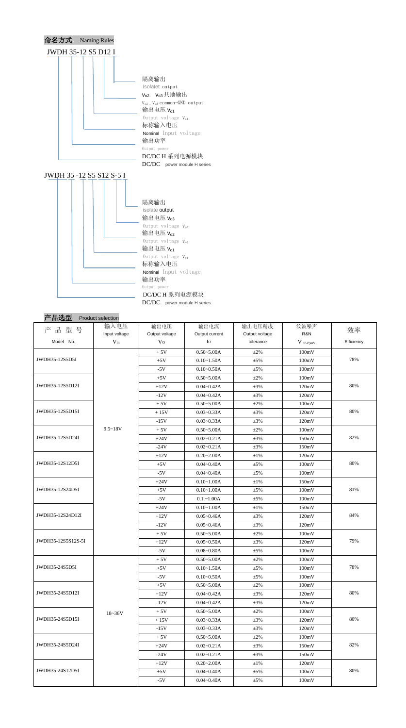## 命名方式 Naming Rules

JWDH 35-12 S5 D12 I

- 隔离输出 Isolatet output
- $V_{o2}$、$V_{o3}$共地输出 $V_{o2}$，$V_{o3}$ common-GND output
- 输出电压 $V_{o1}$ Output voltage $V_{o1}$
- 标称输入电压 Nominal Input voltage
- 输出功率 Output power
- DC/DC H 系列电源模块 DC/DC power module H series

JWDH 35 -12 S5 S12 S-5 I

- 隔离输出 isolate output
- 输出电压 $V_{o3}$ Output voltage $V_{o3}$
- 输出电压 $V_{o2}$ Output voltage $V_{o2}$
- 输出电压 $V_{o1}$ Output voltage $V_{o1}$
- 标称输入电压 Nominal Input voltage
- 输出功率 Output power
- DC/DC H 系列电源模块 DC/DC power module H series

## 产品选型 Product selection

| 产 品 型 号 Model No. | 输入电压 Input voltage $V_{in}$ | 输出电压 Output voltage $V_O$ | 输出电流 Output current $I_O$ | 输出电压精度 Output voltage tolerance | 纹波噪声 R&N $V_{(P-P)mV}$ | 效率 Efficiency |
|---|---|---|---|---|---|---|
| JWDH35-12S5D5I | 9.5~18V | + 5V | 0.50~5.00A | ±2% | 100mV | 78% |
| | | +5V | 0.10~1.50A | ±5% | 100mV | |
| | | -5V | 0.10~0.50A | ±5% | 100mV | |
| JWDH35-12S5D12I | | +5V | 0.50~5.00A | ±2% | 100mV | 80% |
| | | +12V | 0.04~0.42A | ±3% | 120mV | |
| | | -12V | 0.04~0.42A | ±3% | 120mV | |
| JWDH35-12S5D15I | | + 5V | 0.50~5.00A | ±2% | 100mV | 80% |
| | | + 15V | 0.03~0.33A | ±3% | 120mV | |
| | | -15V | 0.03~0.33A | ±3% | 120mV | |
| JWDH35-12S5D24I | | + 5V | 0.50~5.00A | ±2% | 100mV | 82% |
| | | +24V | 0.02~0.21A | ±3% | 150mV | |
| | | -24V | 0.02~0.21A | ±3% | 150mV | |
| JWDH35-12S12D5I | | +12V | 0.20~2.00A | ±1% | 120mV | 80% |
| | | +5V | 0.04~0.40A | ±5% | 100mV | |
| | | -5V | 0.04~0.40A | ±5% | 100mV | |
| JWDH35-12S24D5I | | +24V | 0.10~1.00A | ±1% | 150mV | 81% |
| | | +5V | 0.10~1.00A | ±5% | 100mV | |
| | | -5V | 0.1.~1.00A | ±5% | 100mV | |
| JWDH35-12S24D12I | | +24V | 0.10~1.00A | ±1% | 150mV | 84% |
| | | +12V | 0.05~0.46A | ±3% | 120mV | |
| | | -12V | 0.05~0.46A | ±3% | 120mV | |
| JWDH35-12S5S12S-5I | | + 5V | 0.50~5.00A | ±2% | 100mV | 79% |
| | | +12V | 0.05~0.50A | ±3% | 120mV | |
| | | -5V | 0.08~0.80A | ±5% | 100mV | |
| JWDH35-24S5D5I | 18~36V | + 5V | 0.50~5.00A | ±2% | 100mV | 78% |
| | | +5V | 0.10~1.50A | ±5% | 100mV | |
| | | -5V | 0.10~0.50A | ±5% | 100mV | |
| JWDH35-24S5D12I | | +5V | 0.50~5.00A | ±2% | 100mV | 80% |
| | | +12V | 0.04~0.42A | ±3% | 120mV | |
| | | -12V | 0.04~0.42A | ±3% | 120mV | |
| JWDH35-24S5D15I | | + 5V | 0.50~5.00A | ±2% | 100mV | 80% |
| | | + 15V | 0.03~0.33A | ±3% | 120mV | |
| | | -15V | 0.03~0.33A | ±3% | 120mV | |
| JWDH35-24S5D24I | | + 5V | 0.50~5.00A | ±2% | 100mV | 82% |
| | | +24V | 0.02~0.21A | ±3% | 150mV | |
| | | -24V | 0.02~0.21A | ±3% | 150mV | |
| JWDH35-24S12D5I | | +12V | 0.20~2.00A | ±1% | 120mV | 80% |
| | | +5V | 0.04~0.40A | ±5% | 100mV | |
| | | -5V | 0.04~0.40A | ±5% | 100mV | |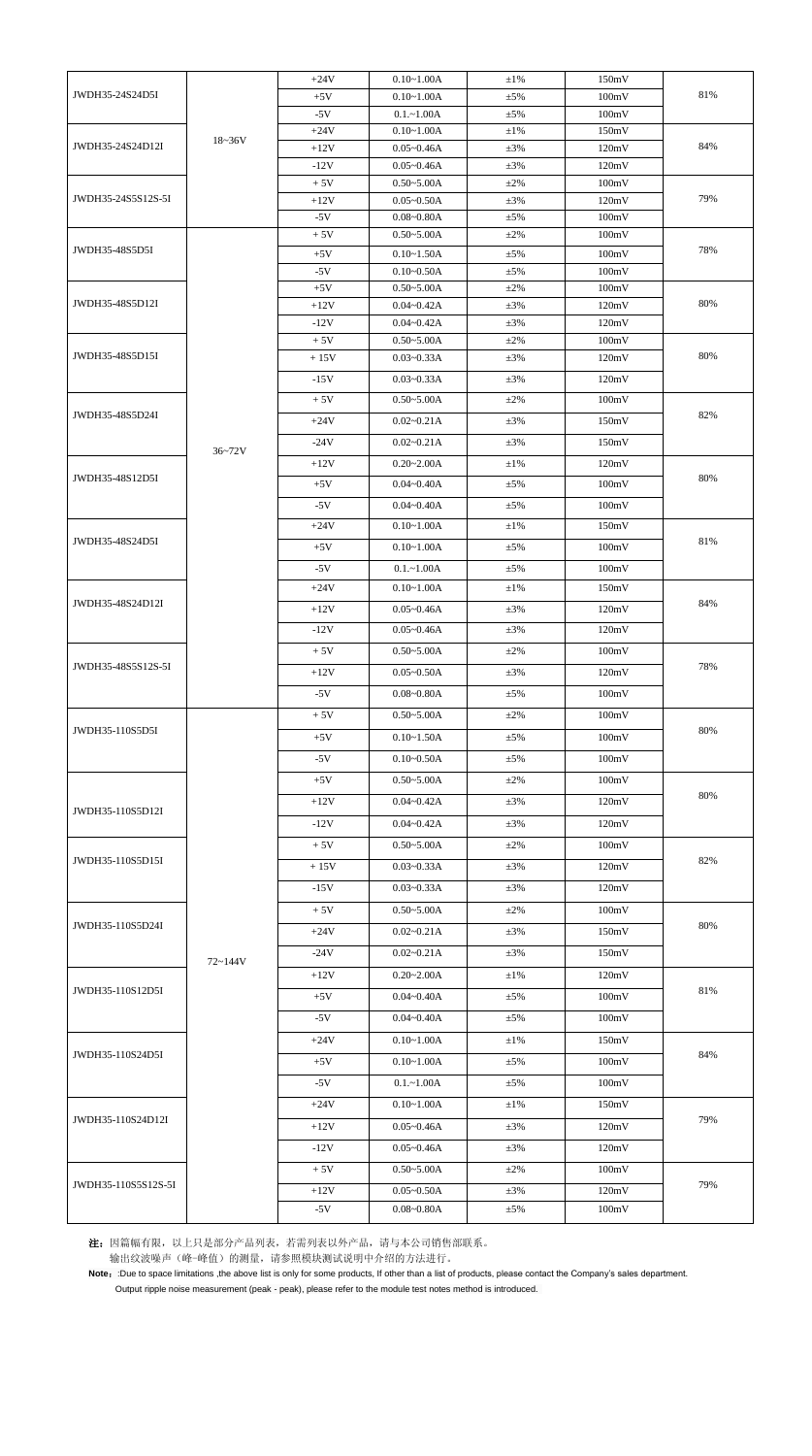| | | | | | | |
|---|---|---|---|---|---|---|
| JWDH35-24S24D5I | 18~36V | +24V | 0.10~1.00A | ±1% | 150mV | 81% |
| | | +5V | 0.10~1.00A | ±5% | 100mV | |
| | | -5V | 0.1.~1.00A | ±5% | 100mV | |
| JWDH35-24S24D12I | | +24V | 0.10~1.00A | ±1% | 150mV | 84% |
| | | +12V | 0.05~0.46A | ±3% | 120mV | |
| | | -12V | 0.05~0.46A | ±3% | 120mV | |
| JWDH35-24S5S12S-5I | | + 5V | 0.50~5.00A | ±2% | 100mV | 79% |
| | | +12V | 0.05~0.50A | ±3% | 120mV | |
| | | -5V | 0.08~0.80A | ±5% | 100mV | |
| JWDH35-48S5D5I | 36~72V | + 5V | 0.50~5.00A | ±2% | 100mV | 78% |
| | | +5V | 0.10~1.50A | ±5% | 100mV | |
| | | -5V | 0.10~0.50A | ±5% | 100mV | |
| JWDH35-48S5D12I | | +5V | 0.50~5.00A | ±2% | 100mV | 80% |
| | | +12V | 0.04~0.42A | ±3% | 120mV | |
| | | -12V | 0.04~0.42A | ±3% | 120mV | |
| JWDH35-48S5D15I | | + 5V | 0.50~5.00A | ±2% | 100mV | 80% |
| | | + 15V | 0.03~0.33A | ±3% | 120mV | |
| | | -15V | 0.03~0.33A | ±3% | 120mV | |
| JWDH35-48S5D24I | | + 5V | 0.50~5.00A | ±2% | 100mV | 82% |
| | | +24V | 0.02~0.21A | ±3% | 150mV | |
| | | -24V | 0.02~0.21A | ±3% | 150mV | |
| JWDH35-48S12D5I | | +12V | 0.20~2.00A | ±1% | 120mV | 80% |
| | | +5V | 0.04~0.40A | ±5% | 100mV | |
| | | -5V | 0.04~0.40A | ±5% | 100mV | |
| JWDH35-48S24D5I | | +24V | 0.10~1.00A | ±1% | 150mV | 81% |
| | | +5V | 0.10~1.00A | ±5% | 100mV | |
| | | -5V | 0.1.~1.00A | ±5% | 100mV | |
| JWDH35-48S24D12I | | +24V | 0.10~1.00A | ±1% | 150mV | 84% |
| | | +12V | 0.05~0.46A | ±3% | 120mV | |
| | | -12V | 0.05~0.46A | ±3% | 120mV | |
| JWDH35-48S5S12S-5I | | + 5V | 0.50~5.00A | ±2% | 100mV | 78% |
| | | +12V | 0.05~0.50A | ±3% | 120mV | |
| | | -5V | 0.08~0.80A | ±5% | 100mV | |
| JWDH35-110S5D5I | 72~144V | + 5V | 0.50~5.00A | ±2% | 100mV | 80% |
| | | +5V | 0.10~1.50A | ±5% | 100mV | |
| | | -5V | 0.10~0.50A | ±5% | 100mV | |
| JWDH35-110S5D12I | | +5V | 0.50~5.00A | ±2% | 100mV | 80% |
| | | +12V | 0.04~0.42A | ±3% | 120mV | |
| | | -12V | 0.04~0.42A | ±3% | 120mV | |
| JWDH35-110S5D15I | | + 5V | 0.50~5.00A | ±2% | 100mV | 82% |
| | | + 15V | 0.03~0.33A | ±3% | 120mV | |
| | | -15V | 0.03~0.33A | ±3% | 120mV | |
| JWDH35-110S5D24I | | + 5V | 0.50~5.00A | ±2% | 100mV | 80% |
| | | +24V | 0.02~0.21A | ±3% | 150mV | |
| | | -24V | 0.02~0.21A | ±3% | 150mV | |
| JWDH35-110S12D5I | | +12V | 0.20~2.00A | ±1% | 120mV | 81% |
| | | +5V | 0.04~0.40A | ±5% | 100mV | |
| | | -5V | 0.04~0.40A | ±5% | 100mV | |
| JWDH35-110S24D5I | | +24V | 0.10~1.00A | ±1% | 150mV | 84% |
| | | +5V | 0.10~1.00A | ±5% | 100mV | |
| | | -5V | 0.1.~1.00A | ±5% | 100mV | |
| JWDH35-110S24D12I | | +24V | 0.10~1.00A | ±1% | 150mV | 79% |
| | | +12V | 0.05~0.46A | ±3% | 120mV | |
| | | -12V | 0.05~0.46A | ±3% | 120mV | |
| JWDH35-110S5S12S-5I | | + 5V | 0.50~5.00A | ±2% | 100mV | 79% |
| | | +12V | 0.05~0.50A | ±3% | 120mV | |
| | | -5V | 0.08~0.80A | ±5% | 100mV | |

**注：**因篇幅有限，以上只是部分产品列表，若需列表以外产品，请与本公司销售部联系。
输出纹波噪声（峰-峰值）的测量，请参照模块测试说明中介绍的方法进行。

**Note：**:Due to space limitations ,the above list is only for some products, If other than a list of products, please contact the Company's sales department.
Output ripple noise measurement (peak - peak), please refer to the module test notes method is introduced.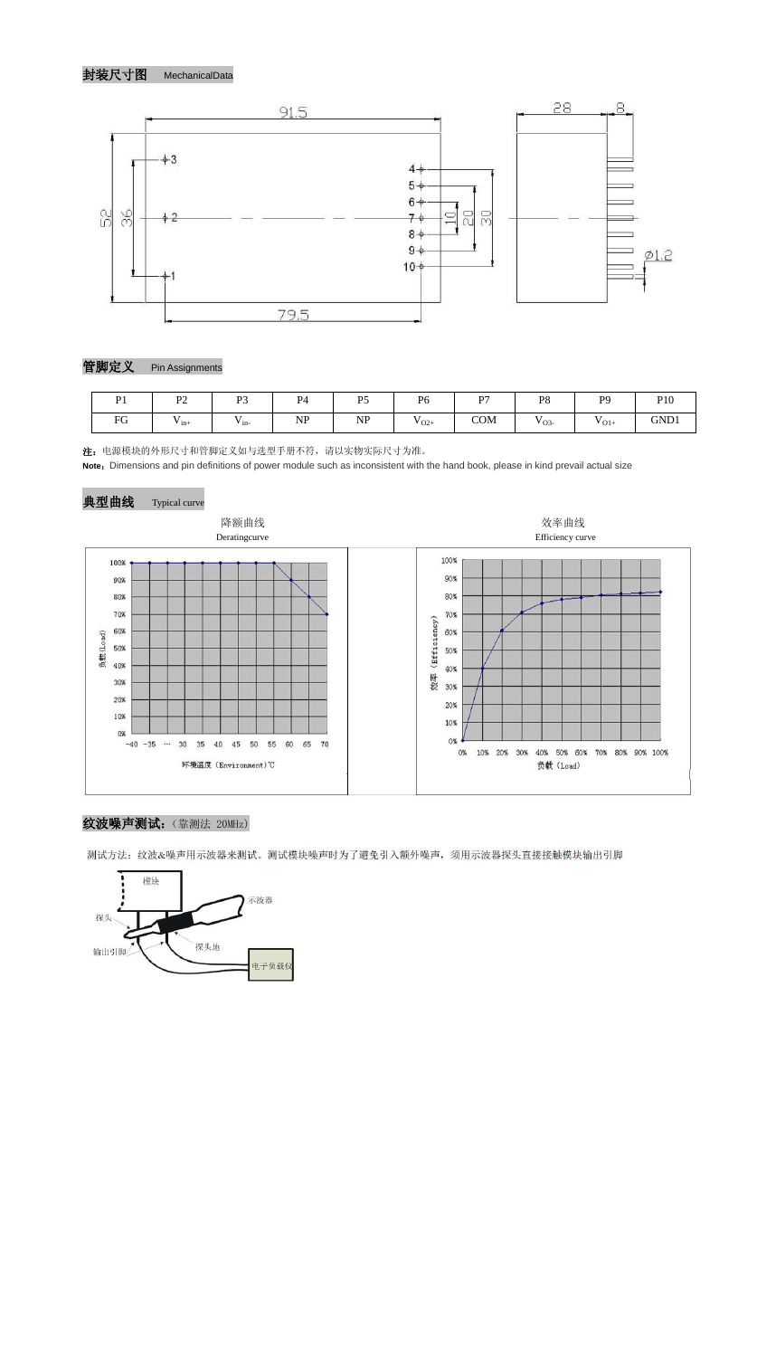## 封装尺寸图 MechanicalData

91.5

28

8

52

36

10

20

30

Ø1.2

79.5

3

2

1

4

5

6

7

8

9

10

## 管脚定义 Pin Assignments

| P1 | P2 | P3 | P4 | P5 | P6 | P7 | P8 | P9 | P10 |
|---|---|---|---|---|---|---|---|---|---|
| FG | $V_{in+}$ | $V_{in-}$ | NP | NP | $V_{O2+}$ | COM | $V_{O3-}$ | $V_{O1+}$ | GND1 |

**注：**电源模块的外形尺寸和管脚定义如与选型手册不符，请以实物实际尺寸为准。

**Note：**Dimensions and pin definitions of power module such as inconsistent with the hand book, please in kind prevail actual size

## 典型曲线 Typical curve

降额曲线

Deratingcurve

负载(Load)

100% 90% 80% 70% 60% 50% 40% 30% 20% 10% 0%

-40 -35 ··· 30 35 40 45 50 55 60 65 70

环境温度 (Environment)℃

效率曲线

Efficiency curve

效率 (Efficiency)

100% 90% 80% 70% 60% 50% 40% 30% 20% 10% 0%

0% 10% 20% 30% 40% 50% 60% 70% 80% 90% 100%

负载 (Load)

## 纹波噪声测试：（靠测法 20MHz）

测试方法：纹波&噪声用示波器来测试。测试模块噪声时为了避免引入额外噪声，须用示波器探头直接接触模块输出引脚

模块

示波器

探头

探头地

输出引脚

电子负载仪